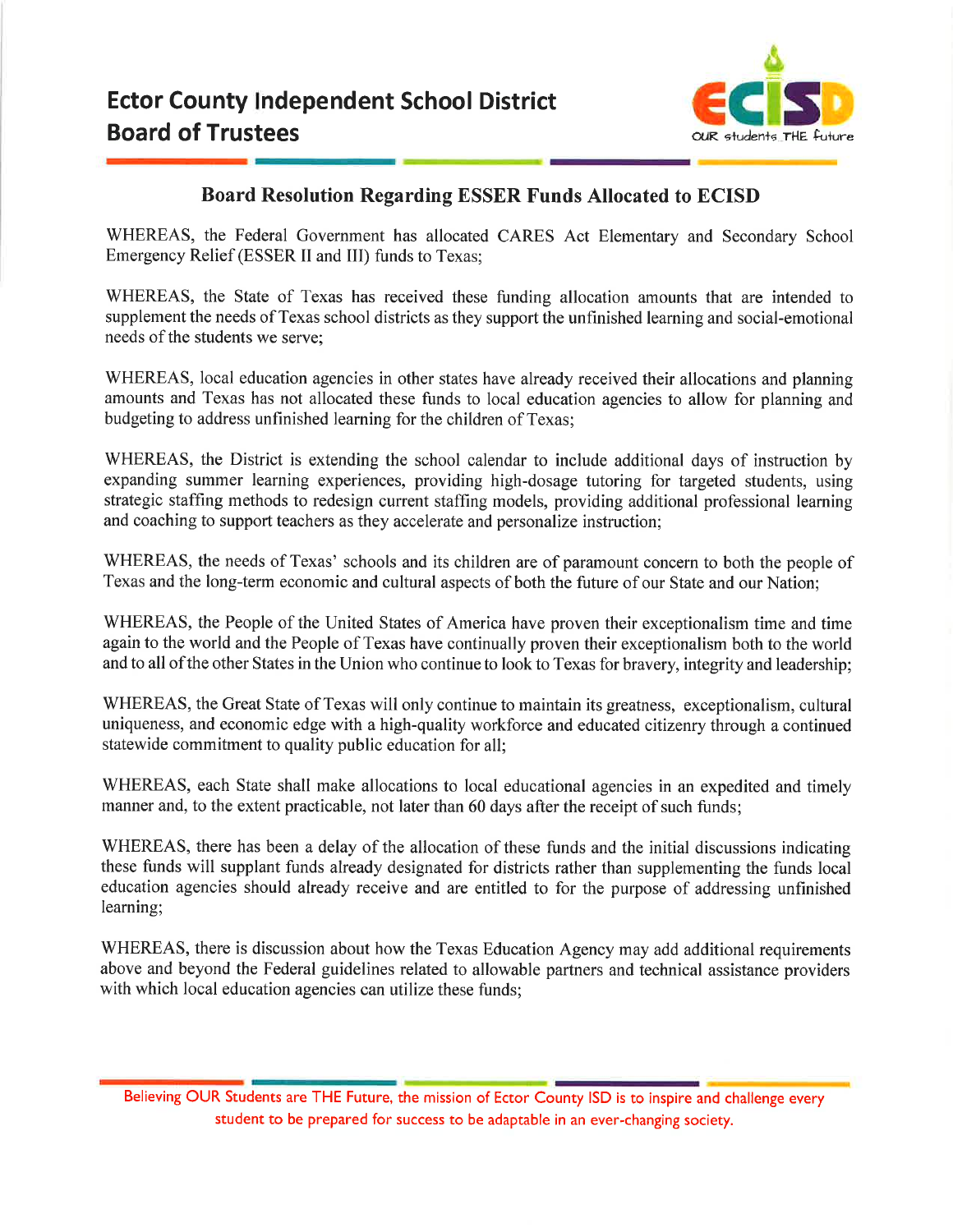# Ector County Independent School District
## Board of Trustees

### Board Resolution Regarding ESSER Funds Allocated to ECISD

WHEREAS, the Federal Government has allocated CARES Act Elementary and Secondary School Emergency Relief (ESSER II and III) funds to Texas;

WHEREAS, the State of Texas has received these funding allocation amounts that are intended to supplement the needs of Texas school districts as they support the unfinished learning and social-emotional needs of the students we serve;

WHEREAS, local education agencies in other states have already received their allocations and planning amounts and Texas has not allocated these funds to local education agencies to allow for planning and budgeting to address unfinished learning for the children of Texas;

WHEREAS, the District is extending the school calendar to include additional days of instruction by expanding summer learning experiences, providing high-dosage tutoring for targeted students, using strategic staffing methods to redesign current staffing models, providing additional professional learning and coaching to support teachers as they accelerate and personalize instruction;

WHEREAS, the needs of Texas' schools and its children are of paramount concern to both the people of Texas and the long-term economic and cultural aspects of both the future of our State and our Nation;

WHEREAS, the People of the United States of America have proven their exceptionalism time and time again to the world and the People of Texas have continually proven their exceptionalism both to the world and to all of the other States in the Union who continue to look to Texas for bravery, integrity and leadership;

WHEREAS, the Great State of Texas will only continue to maintain its greatness, exceptionalism, cultural uniqueness, and economic edge with a high-quality workforce and educated citizenry through a continued statewide commitment to quality public education for all;

WHEREAS, each State shall make allocations to local educational agencies in an expedited and timely manner and, to the extent practicable, not later than 60 days after the receipt of such funds;

WHEREAS, there has been a delay of the allocation of these funds and the initial discussions indicating these funds will supplant funds already designated for districts rather than supplementing the funds local education agencies should already receive and are entitled to for the purpose of addressing unfinished learning;

WHEREAS, there is discussion about how the Texas Education Agency may add additional requirements above and beyond the Federal guidelines related to allowable partners and technical assistance providers with which local education agencies can utilize these funds;

Believing OUR Students are THE Future, the mission of Ector County ISD is to inspire and challenge every student to be prepared for success to be adaptable in an ever-changing society.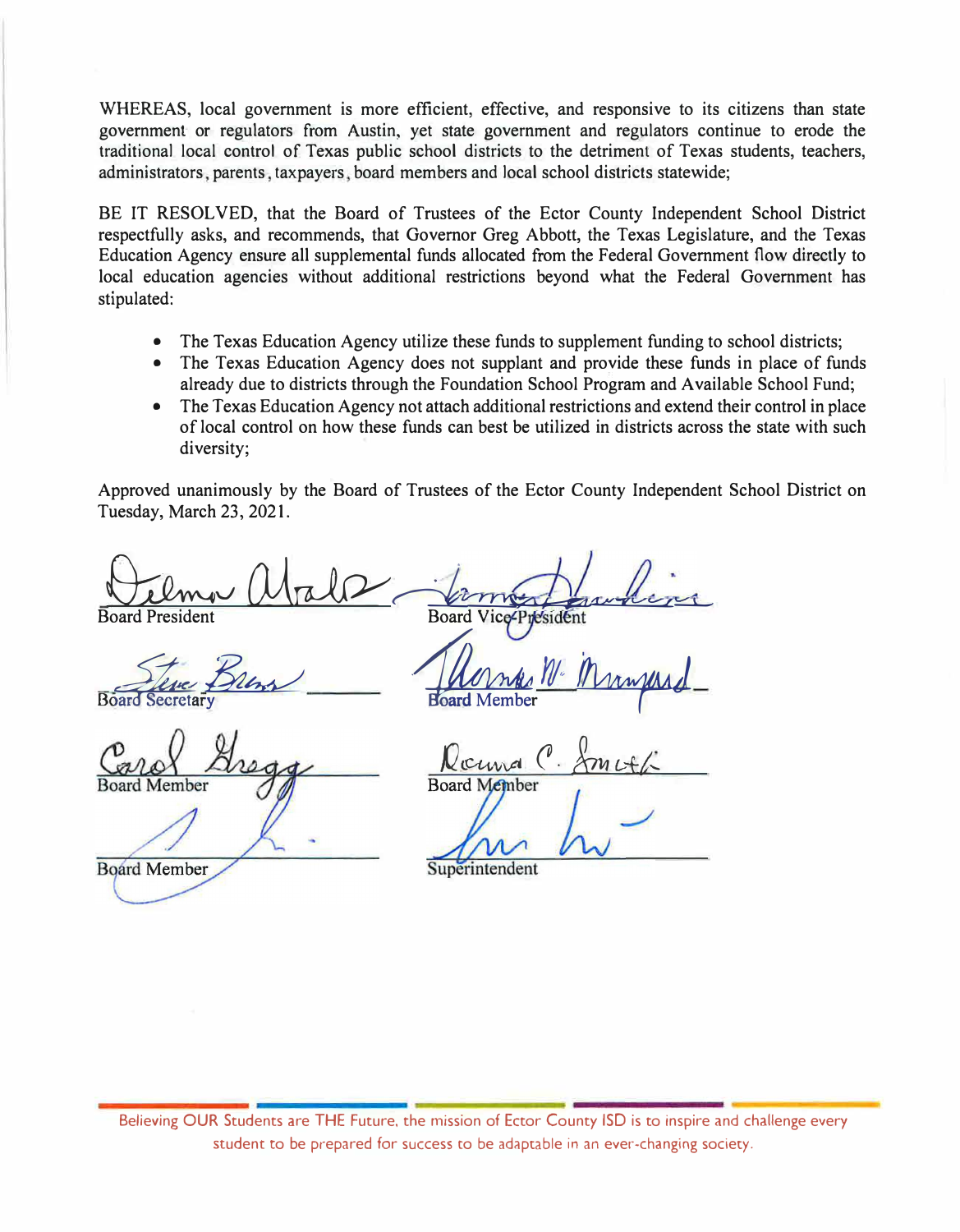WHEREAS, local government is more efficient, effective, and responsive to its citizens than state government or regulators from Austin, yet state government and regulators continue to erode the traditional local control of Texas public school districts to the detriment of Texas students, teachers, administrators, parents, taxpayers, board members and local school districts statewide;

BE IT RESOLVED, that the Board of Trustees of the Ector County Independent School District respectfully asks, and recommends, that Governor Greg Abbott, the Texas Legislature, and the Texas Education Agency ensure all supplemental funds allocated from the Federal Government flow directly to local education agencies without additional restrictions beyond what the Federal Government has stipulated:

- The Texas Education Agency utilize these funds to supplement funding to school districts;
- The Texas Education Agency does not supplant and provide these funds in place of funds already due to districts through the Foundation School Program and Available School Fund;
- The Texas Education Agency not attach additional restrictions and extend their control in place of local control on how these funds can best be utilized in districts across the state with such diversity;

Approved unanimously by the Board of Trustees of the Ector County Independent School District on Tuesday, March 23, 2021.

Board President

Board Vice-President

Board Secretary

Board Member

Board Member

Board Member

Board Member

Superintendent

Believing OUR Students are THE Future, the mission of Ector County ISD is to inspire and challenge every student to be prepared for success to be adaptable in an ever-changing society.